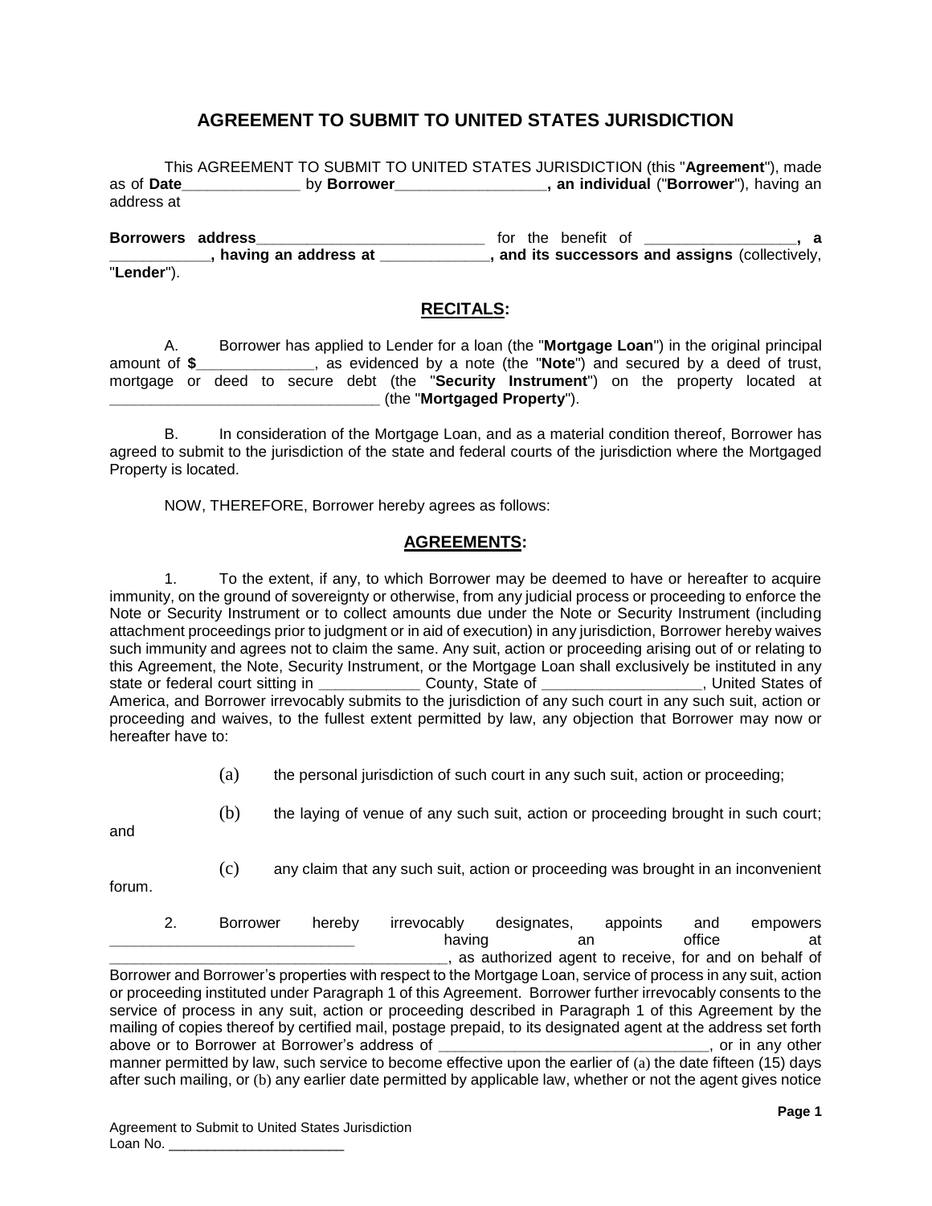# AGREEMENT TO SUBMIT TO UNITED STATES JURISDICTION

This AGREEMENT TO SUBMIT TO UNITED STATES JURISDICTION (this "**Agreement**"), made as of **Date**______________ by **Borrower**__________________**, an individual** ("**Borrower**"), having an address at

**Borrowers address**___________________________ for the benefit of __________________**, a ____________, having an address at _____________, and its successors and assigns** (collectively, "**Lender**").

## RECITALS:

A. Borrower has applied to Lender for a loan (the "**Mortgage Loan**") in the original principal amount of **$**______________, as evidenced by a note (the "**Note**") and secured by a deed of trust, mortgage or deed to secure debt (the "**Security Instrument**") on the property located at _________________________________ (the "**Mortgaged Property**").

B. In consideration of the Mortgage Loan, and as a material condition thereof, Borrower has agreed to submit to the jurisdiction of the state and federal courts of the jurisdiction where the Mortgaged Property is located.

NOW, THEREFORE, Borrower hereby agrees as follows:

## AGREEMENTS:

1. To the extent, if any, to which Borrower may be deemed to have or hereafter to acquire immunity, on the ground of sovereignty or otherwise, from any judicial process or proceeding to enforce the Note or Security Instrument or to collect amounts due under the Note or Security Instrument (including attachment proceedings prior to judgment or in aid of execution) in any jurisdiction, Borrower hereby waives such immunity and agrees not to claim the same. Any suit, action or proceeding arising out of or relating to this Agreement, the Note, Security Instrument, or the Mortgage Loan shall exclusively be instituted in any state or federal court sitting in ____________ County, State of ___________________, United States of America, and Borrower irrevocably submits to the jurisdiction of any such court in any such suit, action or proceeding and waives, to the fullest extent permitted by law, any objection that Borrower may now or hereafter have to:

   (a) the personal jurisdiction of such court in any such suit, action or proceeding;

   (b) the laying of venue of any such suit, action or proceeding brought in such court; and

   (c) any claim that any such suit, action or proceeding was brought in an inconvenient forum.

2. Borrower hereby irrevocably designates, appoints and empowers _____________________________ having an office at __________________________________________, as authorized agent to receive, for and on behalf of Borrower and Borrower's properties with respect to the Mortgage Loan, service of process in any suit, action or proceeding instituted under Paragraph 1 of this Agreement. Borrower further irrevocably consents to the service of process in any suit, action or proceeding described in Paragraph 1 of this Agreement by the mailing of copies thereof by certified mail, postage prepaid, to its designated agent at the address set forth above or to Borrower at Borrower's address of _________________________________, or in any other manner permitted by law, such service to become effective upon the earlier of (a) the date fifteen (15) days after such mailing, or (b) any earlier date permitted by applicable law, whether or not the agent gives notice

Agreement to Submit to United States Jurisdiction
Loan No. _______________________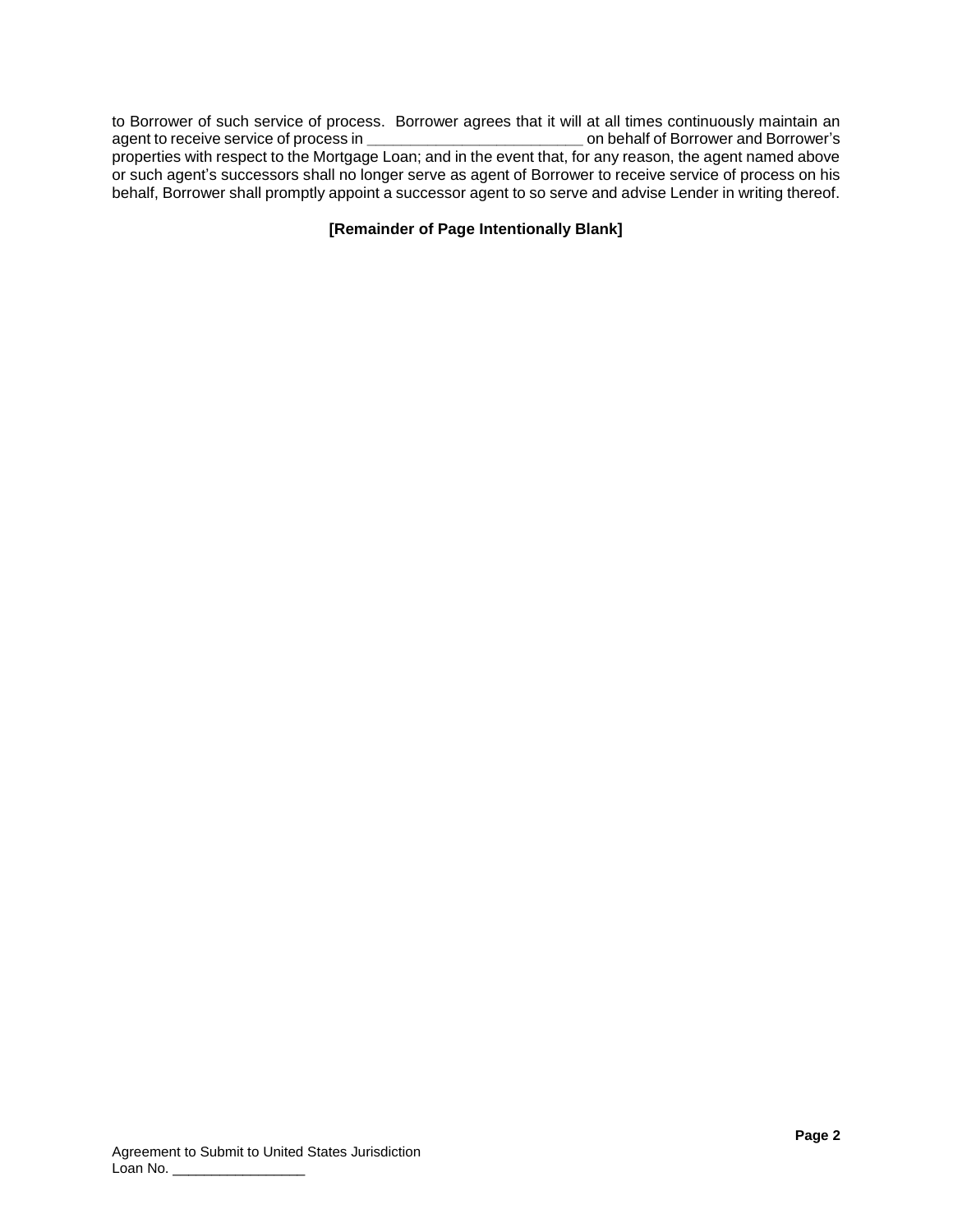to Borrower of such service of process. Borrower agrees that it will at all times continuously maintain an agent to receive service of process in _________________________ on behalf of Borrower and Borrower's properties with respect to the Mortgage Loan; and in the event that, for any reason, the agent named above or such agent's successors shall no longer serve as agent of Borrower to receive service of process on his behalf, Borrower shall promptly appoint a successor agent to so serve and advise Lender in writing thereof.

**[Remainder of Page Intentionally Blank]**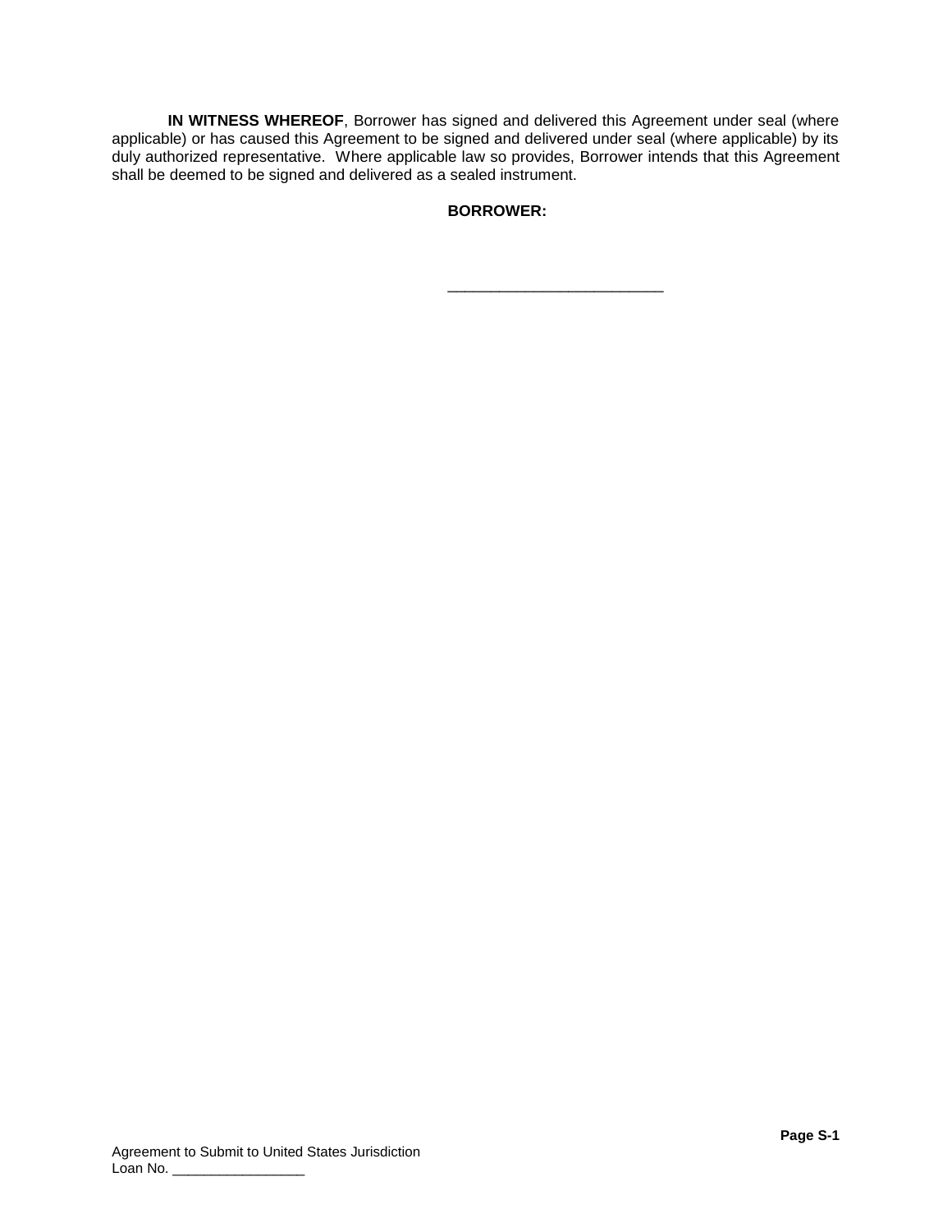**IN WITNESS WHEREOF**, Borrower has signed and delivered this Agreement under seal (where applicable) or has caused this Agreement to be signed and delivered under seal (where applicable) by its duly authorized representative. Where applicable law so provides, Borrower intends that this Agreement shall be deemed to be signed and delivered as a sealed instrument.

**BORROWER:**

___________________________

Agreement to Submit to United States Jurisdiction
Loan No. _________________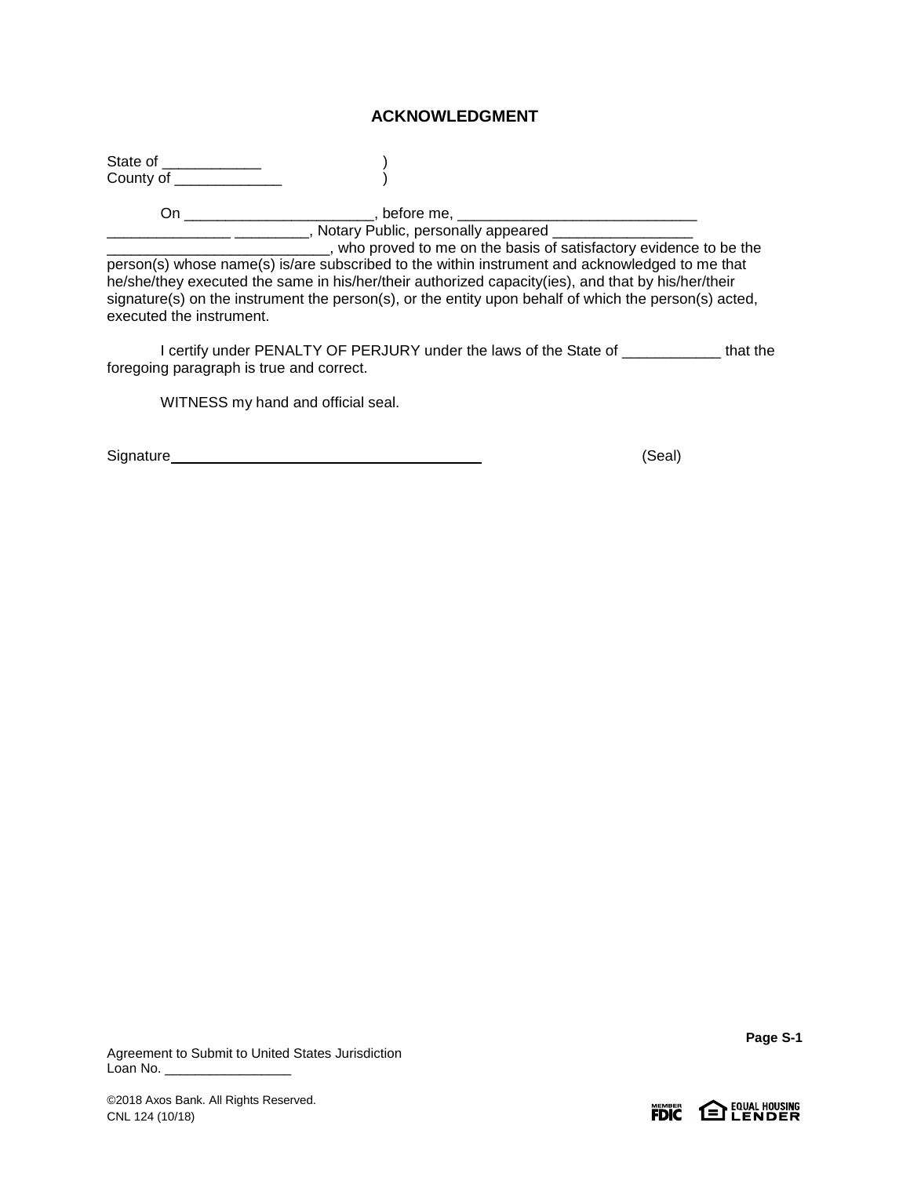## ACKNOWLEDGMENT

State of ____________ )
County of _____________ )

On _______________________, before me, _____________________________ _______________ _________, Notary Public, personally appeared _________________ ___________________________, who proved to me on the basis of satisfactory evidence to be the person(s) whose name(s) is/are subscribed to the within instrument and acknowledged to me that he/she/they executed the same in his/her/their authorized capacity(ies), and that by his/her/their signature(s) on the instrument the person(s), or the entity upon behalf of which the person(s) acted, executed the instrument.

I certify under PENALTY OF PERJURY under the laws of the State of ____________ that the foregoing paragraph is true and correct.

WITNESS my hand and official seal.

Signature________________________________________ (Seal)

Agreement to Submit to United States Jurisdiction
Loan No. _________________

©2018 Axos Bank. All Rights Reserved.
CNL 124 (10/18)